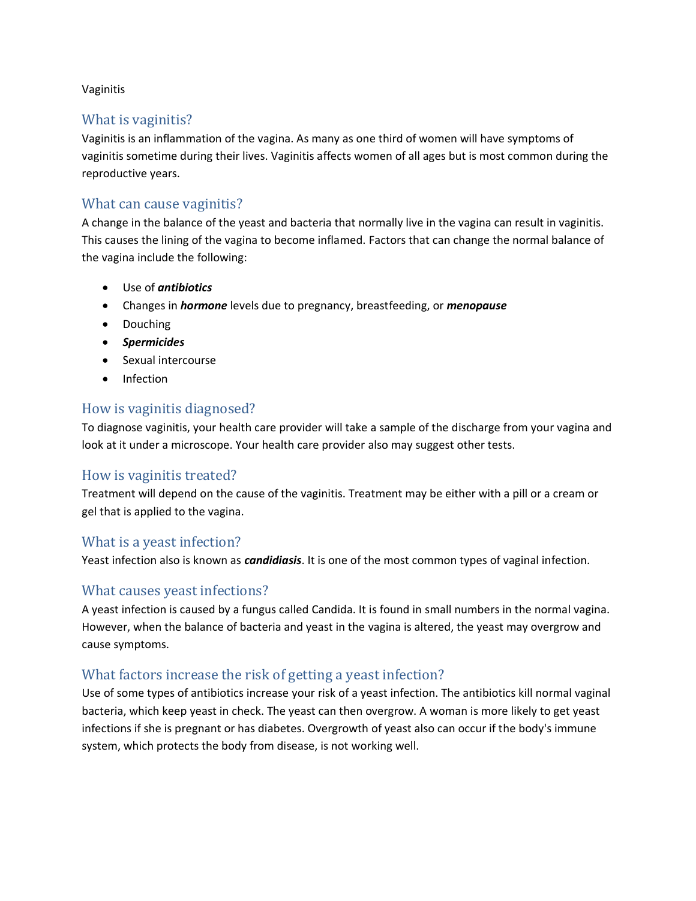Vaginitis

## What is vaginitis?

Vaginitis is an inflammation of the vagina. As many as one third of women will have symptoms of vaginitis sometime during their lives. Vaginitis affects women of all ages but is most common during the reproductive years.

## What can cause vaginitis?

A change in the balance of the yeast and bacteria that normally live in the vagina can result in vaginitis. This causes the lining of the vagina to become inflamed. Factors that can change the normal balance of the vagina include the following:

- Use of ***antibiotics***
- Changes in ***hormone*** levels due to pregnancy, breastfeeding, or ***menopause***
- Douching
- ***Spermicides***
- Sexual intercourse
- Infection

## How is vaginitis diagnosed?

To diagnose vaginitis, your health care provider will take a sample of the discharge from your vagina and look at it under a microscope. Your health care provider also may suggest other tests.

## How is vaginitis treated?

Treatment will depend on the cause of the vaginitis. Treatment may be either with a pill or a cream or gel that is applied to the vagina.

## What is a yeast infection?

Yeast infection also is known as ***candidiasis***. It is one of the most common types of vaginal infection.

## What causes yeast infections?

A yeast infection is caused by a fungus called Candida. It is found in small numbers in the normal vagina. However, when the balance of bacteria and yeast in the vagina is altered, the yeast may overgrow and cause symptoms.

## What factors increase the risk of getting a yeast infection?

Use of some types of antibiotics increase your risk of a yeast infection. The antibiotics kill normal vaginal bacteria, which keep yeast in check. The yeast can then overgrow. A woman is more likely to get yeast infections if she is pregnant or has diabetes. Overgrowth of yeast also can occur if the body's immune system, which protects the body from disease, is not working well.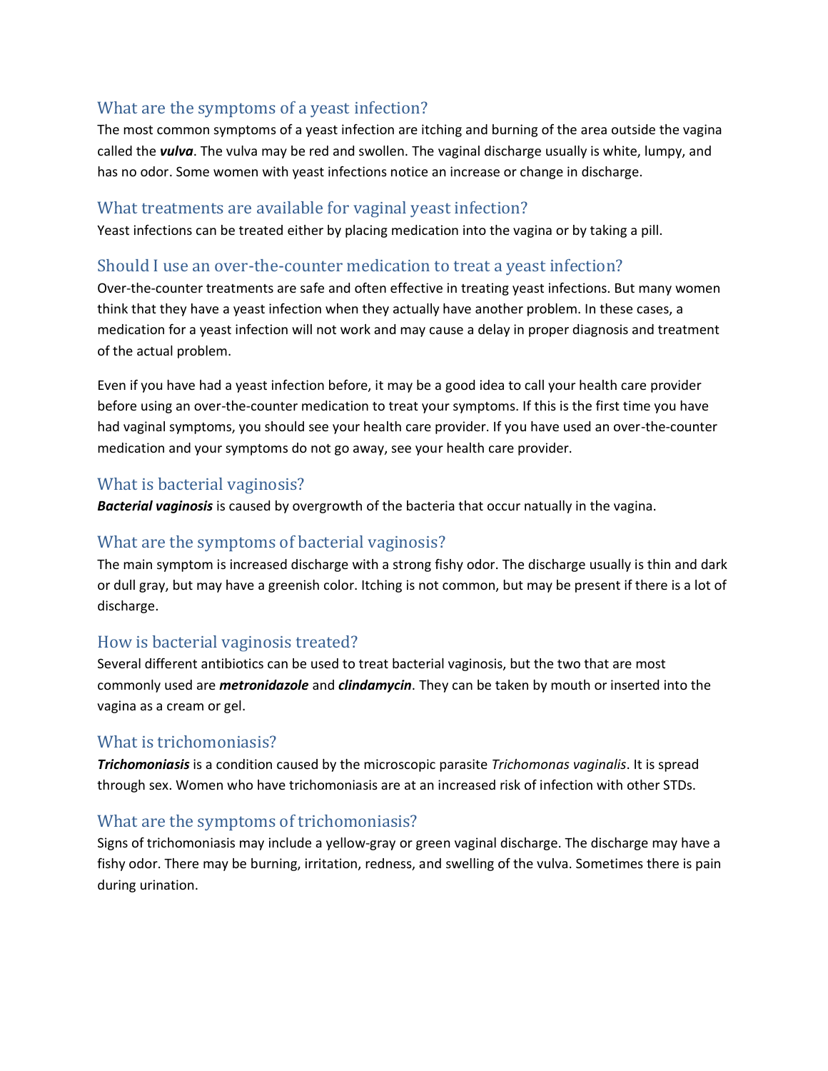## What are the symptoms of a yeast infection?

The most common symptoms of a yeast infection are itching and burning of the area outside the vagina called the ***vulva***. The vulva may be red and swollen. The vaginal discharge usually is white, lumpy, and has no odor. Some women with yeast infections notice an increase or change in discharge.

## What treatments are available for vaginal yeast infection?

Yeast infections can be treated either by placing medication into the vagina or by taking a pill.

## Should I use an over-the-counter medication to treat a yeast infection?

Over-the-counter treatments are safe and often effective in treating yeast infections. But many women think that they have a yeast infection when they actually have another problem. In these cases, a medication for a yeast infection will not work and may cause a delay in proper diagnosis and treatment of the actual problem.

Even if you have had a yeast infection before, it may be a good idea to call your health care provider before using an over-the-counter medication to treat your symptoms. If this is the first time you have had vaginal symptoms, you should see your health care provider. If you have used an over-the-counter medication and your symptoms do not go away, see your health care provider.

## What is bacterial vaginosis?

***Bacterial vaginosis*** is caused by overgrowth of the bacteria that occur natually in the vagina.

## What are the symptoms of bacterial vaginosis?

The main symptom is increased discharge with a strong fishy odor. The discharge usually is thin and dark or dull gray, but may have a greenish color. Itching is not common, but may be present if there is a lot of discharge.

## How is bacterial vaginosis treated?

Several different antibiotics can be used to treat bacterial vaginosis, but the two that are most commonly used are ***metronidazole*** and ***clindamycin***. They can be taken by mouth or inserted into the vagina as a cream or gel.

## What is trichomoniasis?

***Trichomoniasis*** is a condition caused by the microscopic parasite *Trichomonas vaginalis*. It is spread through sex. Women who have trichomoniasis are at an increased risk of infection with other STDs.

## What are the symptoms of trichomoniasis?

Signs of trichomoniasis may include a yellow-gray or green vaginal discharge. The discharge may have a fishy odor. There may be burning, irritation, redness, and swelling of the vulva. Sometimes there is pain during urination.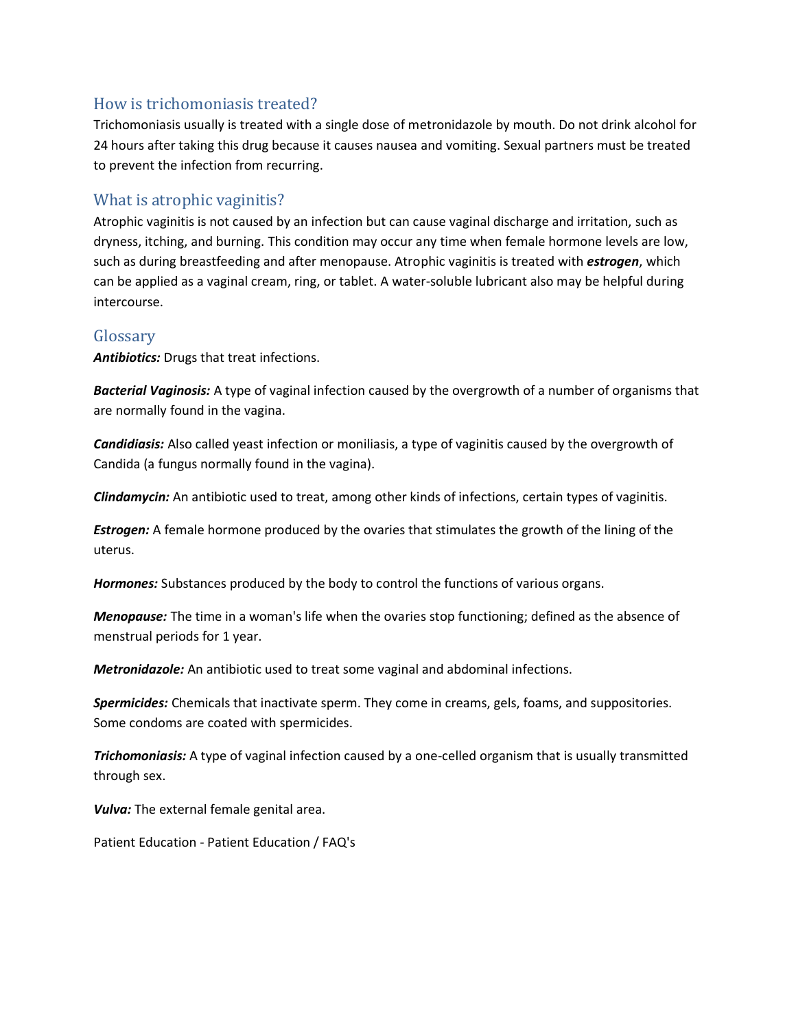## How is trichomoniasis treated?

Trichomoniasis usually is treated with a single dose of metronidazole by mouth. Do not drink alcohol for 24 hours after taking this drug because it causes nausea and vomiting. Sexual partners must be treated to prevent the infection from recurring.

## What is atrophic vaginitis?

Atrophic vaginitis is not caused by an infection but can cause vaginal discharge and irritation, such as dryness, itching, and burning. This condition may occur any time when female hormone levels are low, such as during breastfeeding and after menopause. Atrophic vaginitis is treated with ***estrogen***, which can be applied as a vaginal cream, ring, or tablet. A water-soluble lubricant also may be helpful during intercourse.

## Glossary

***Antibiotics:*** Drugs that treat infections.

***Bacterial Vaginosis:*** A type of vaginal infection caused by the overgrowth of a number of organisms that are normally found in the vagina.

***Candidiasis:*** Also called yeast infection or moniliasis, a type of vaginitis caused by the overgrowth of Candida (a fungus normally found in the vagina).

***Clindamycin:*** An antibiotic used to treat, among other kinds of infections, certain types of vaginitis.

***Estrogen:*** A female hormone produced by the ovaries that stimulates the growth of the lining of the uterus.

***Hormones:*** Substances produced by the body to control the functions of various organs.

***Menopause:*** The time in a woman's life when the ovaries stop functioning; defined as the absence of menstrual periods for 1 year.

***Metronidazole:*** An antibiotic used to treat some vaginal and abdominal infections.

***Spermicides:*** Chemicals that inactivate sperm. They come in creams, gels, foams, and suppositories. Some condoms are coated with spermicides.

***Trichomoniasis:*** A type of vaginal infection caused by a one-celled organism that is usually transmitted through sex.

***Vulva:*** The external female genital area.

Patient Education - Patient Education / FAQ's